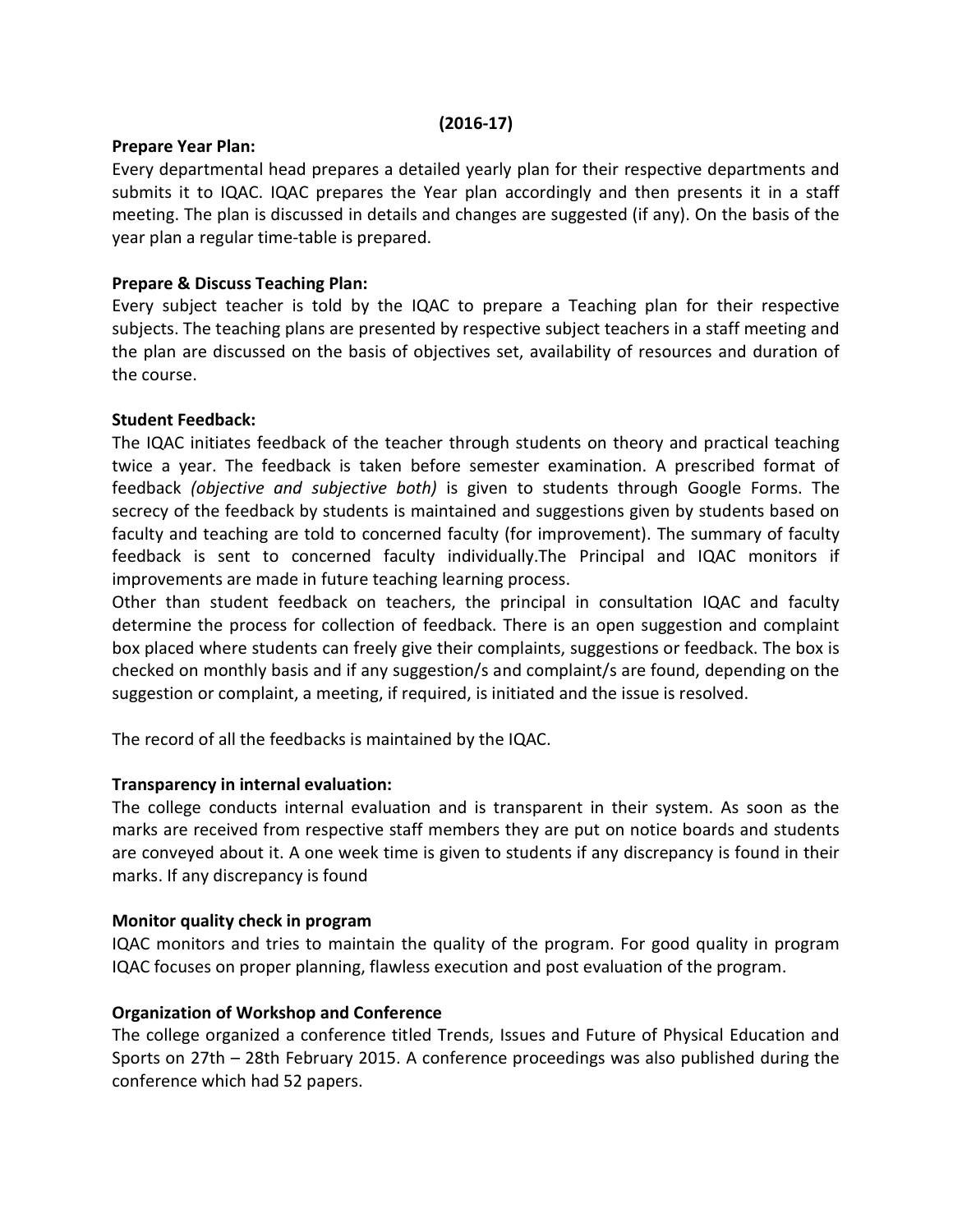**(2016-17)**

**Prepare Year Plan:**

Every departmental head prepares a detailed yearly plan for their respective departments and submits it to IQAC. IQAC prepares the Year plan accordingly and then presents it in a staff meeting. The plan is discussed in details and changes are suggested (if any). On the basis of the year plan a regular time-table is prepared.

**Prepare & Discuss Teaching Plan:**

Every subject teacher is told by the IQAC to prepare a Teaching plan for their respective subjects. The teaching plans are presented by respective subject teachers in a staff meeting and the plan are discussed on the basis of objectives set, availability of resources and duration of the course.

**Student Feedback:**

The IQAC initiates feedback of the teacher through students on theory and practical teaching twice a year. The feedback is taken before semester examination. A prescribed format of feedback *(objective and subjective both)* is given to students through Google Forms. The secrecy of the feedback by students is maintained and suggestions given by students based on faculty and teaching are told to concerned faculty (for improvement). The summary of faculty feedback is sent to concerned faculty individually.The Principal and IQAC monitors if improvements are made in future teaching learning process.

Other than student feedback on teachers, the principal in consultation IQAC and faculty determine the process for collection of feedback. There is an open suggestion and complaint box placed where students can freely give their complaints, suggestions or feedback. The box is checked on monthly basis and if any suggestion/s and complaint/s are found, depending on the suggestion or complaint, a meeting, if required, is initiated and the issue is resolved.

The record of all the feedbacks is maintained by the IQAC.

**Transparency in internal evaluation:**

The college conducts internal evaluation and is transparent in their system. As soon as the marks are received from respective staff members they are put on notice boards and students are conveyed about it. A one week time is given to students if any discrepancy is found in their marks. If any discrepancy is found

**Monitor quality check in program**

IQAC monitors and tries to maintain the quality of the program. For good quality in program IQAC focuses on proper planning, flawless execution and post evaluation of the program.

**Organization of Workshop and Conference**

The college organized a conference titled Trends, Issues and Future of Physical Education and Sports on 27th – 28th February 2015. A conference proceedings was also published during the conference which had 52 papers.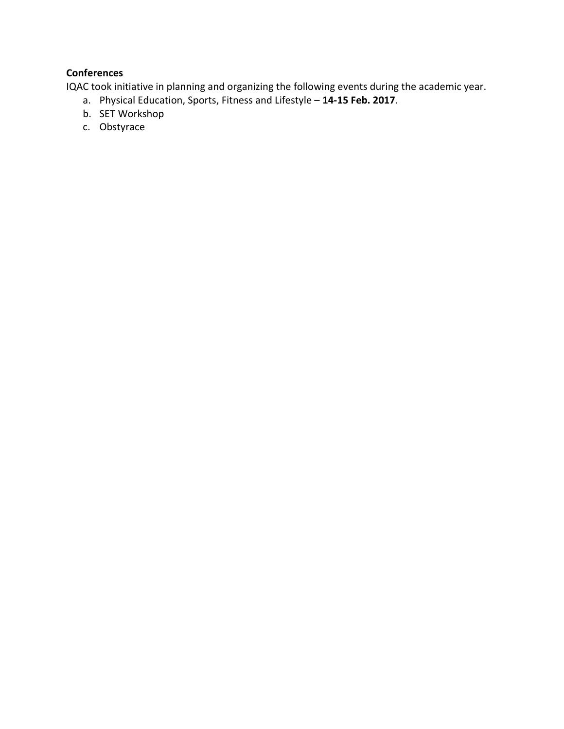**Conferences**

IQAC took initiative in planning and organizing the following events during the academic year.

a. Physical Education, Sports, Fitness and Lifestyle – **14-15 Feb. 2017**.
b. SET Workshop
c. Obstyrace